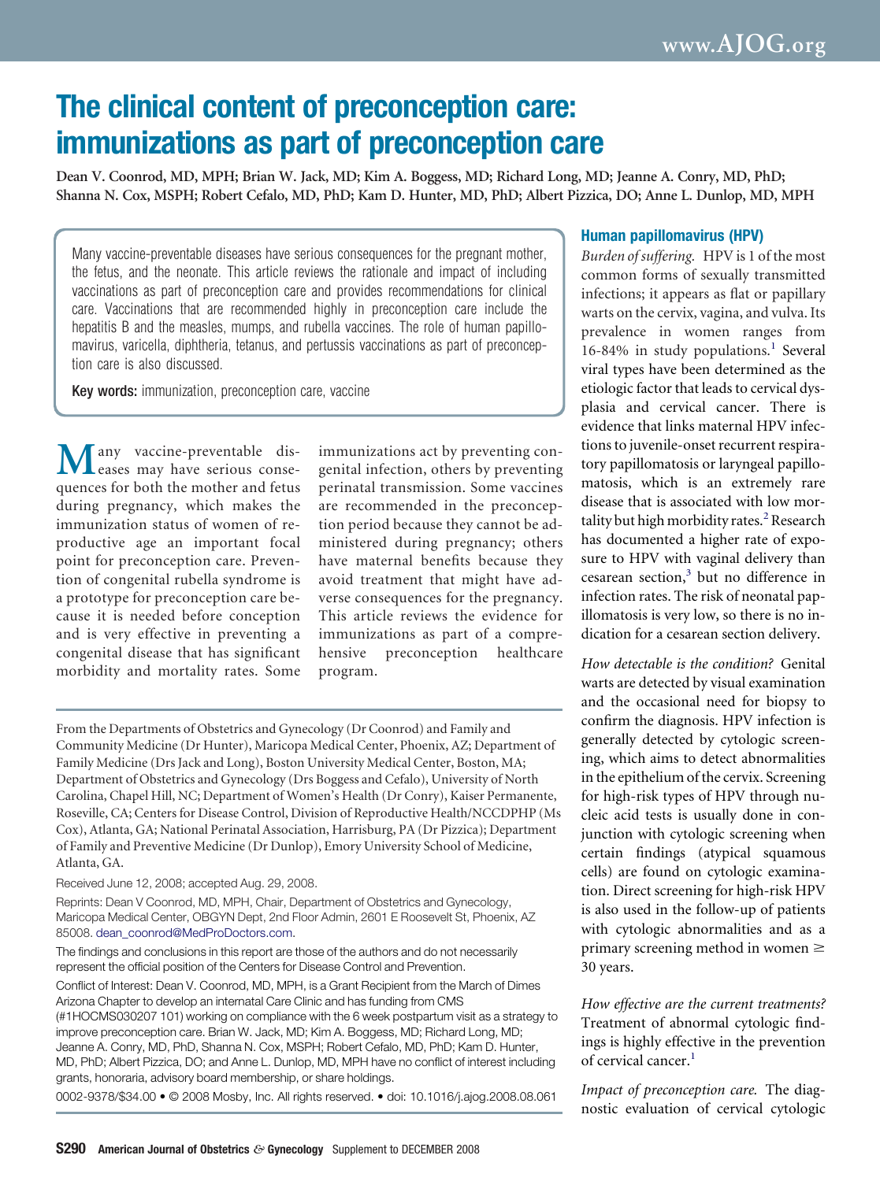# The clinical content of preconception care: immunizations as part of preconception care

**Dean V. Coonrod, MD, MPH; Brian W. Jack, MD; Kim A. Boggess, MD; Richard Long, MD; Jeanne A. Conry, MD, PhD; Shanna N. Cox, MSPH; Robert Cefalo, MD, PhD; Kam D. Hunter, MD, PhD; Albert Pizzica, DO; Anne L. Dunlop, MD, MPH**

Many vaccine-preventable diseases have serious consequences for the pregnant mother, the fetus, and the neonate. This article reviews the rationale and impact of including vaccinations as part of preconception care and provides recommendations for clinical care. Vaccinations that are recommended highly in preconception care include the hepatitis B and the measles, mumps, and rubella vaccines. The role of human papillomavirus, varicella, diphtheria, tetanus, and pertussis vaccinations as part of preconception care is also discussed.

**Key words:** immunization, preconception care, vaccine

Many vaccine-preventable diseases may have serious consequences for both the mother and fetus during pregnancy, which makes the immunization status of women of reproductive age an important focal point for preconception care. Prevention of congenital rubella syndrome is a prototype for preconception care because it is needed before conception and is very effective in preventing a congenital disease that has significant morbidity and mortality rates. Some immunizations act by preventing congenital infection, others by preventing perinatal transmission. Some vaccines are recommended in the preconception period because they cannot be administered during pregnancy; others have maternal benefits because they avoid treatment that might have adverse consequences for the pregnancy. This article reviews the evidence for immunizations as part of a comprehensive preconception healthcare program.

From the Departments of Obstetrics and Gynecology (Dr Coonrod) and Family and Community Medicine (Dr Hunter), Maricopa Medical Center, Phoenix, AZ; Department of Family Medicine (Drs Jack and Long), Boston University Medical Center, Boston, MA; Department of Obstetrics and Gynecology (Drs Boggess and Cefalo), University of North Carolina, Chapel Hill, NC; Department of Women's Health (Dr Conry), Kaiser Permanente, Roseville, CA; Centers for Disease Control, Division of Reproductive Health/NCCDPHP (Ms Cox), Atlanta, GA; National Perinatal Association, Harrisburg, PA (Dr Pizzica); Department of Family and Preventive Medicine (Dr Dunlop), Emory University School of Medicine, Atlanta, GA.

Received June 12, 2008; accepted Aug. 29, 2008.

Reprints: Dean V Coonrod, MD, MPH, Chair, Department of Obstetrics and Gynecology, Maricopa Medical Center, OBGYN Dept, 2nd Floor Admin, 2601 E Roosevelt St, Phoenix, AZ 85008. dean_coonrod@MedProDoctors.com.

The findings and conclusions in this report are those of the authors and do not necessarily represent the official position of the Centers for Disease Control and Prevention.

Conflict of Interest: Dean V. Coonrod, MD, MPH, is a Grant Recipient from the March of Dimes Arizona Chapter to develop an internatal Care Clinic and has funding from CMS (#1HOCMS030207 101) working on compliance with the 6 week postpartum visit as a strategy to improve preconception care. Brian W. Jack, MD; Kim A. Boggess, MD; Richard Long, MD; Jeanne A. Conry, MD, PhD; Shanna N. Cox, MSPH; Robert Cefalo, MD, PhD; Kam D. Hunter, MD, PhD; Albert Pizzica, DO; and Anne L. Dunlop, MD, MPH have no conflict of interest including grants, honoraria, advisory board membership, or share holdings.

0002-9378/$34.00 • © 2008 Mosby, Inc. All rights reserved. • doi: 10.1016/j.ajog.2008.08.061

## Human papillomavirus (HPV)

*Burden of suffering.* HPV is 1 of the most common forms of sexually transmitted infections; it appears as flat or papillary warts on the cervix, vagina, and vulva. Its prevalence in women ranges from 16-84% in study populations.[1] Several viral types have been determined as the etiologic factor that leads to cervical dysplasia and cervical cancer. There is evidence that links maternal HPV infections to juvenile-onset recurrent respiratory papillomatosis or laryngeal papillomatosis, which is an extremely rare disease that is associated with low mortality but high morbidity rates.[2] Research has documented a higher rate of exposure to HPV with vaginal delivery than cesarean section,[3] but no difference in infection rates. The risk of neonatal papillomatosis is very low, so there is no indication for a cesarean section delivery.

*How detectable is the condition?* Genital warts are detected by visual examination and the occasional need for biopsy to confirm the diagnosis. HPV infection is generally detected by cytologic screening, which aims to detect abnormalities in the epithelium of the cervix. Screening for high-risk types of HPV through nucleic acid tests is usually done in conjunction with cytologic screening when certain findings (atypical squamous cells) are found on cytologic examination. Direct screening for high-risk HPV is also used in the follow-up of patients with cytologic abnormalities and as a primary screening method in women ≥ 30 years.

*How effective are the current treatments?* Treatment of abnormal cytologic findings is highly effective in the prevention of cervical cancer.[1]

*Impact of preconception care.* The diagnostic evaluation of cervical cytologic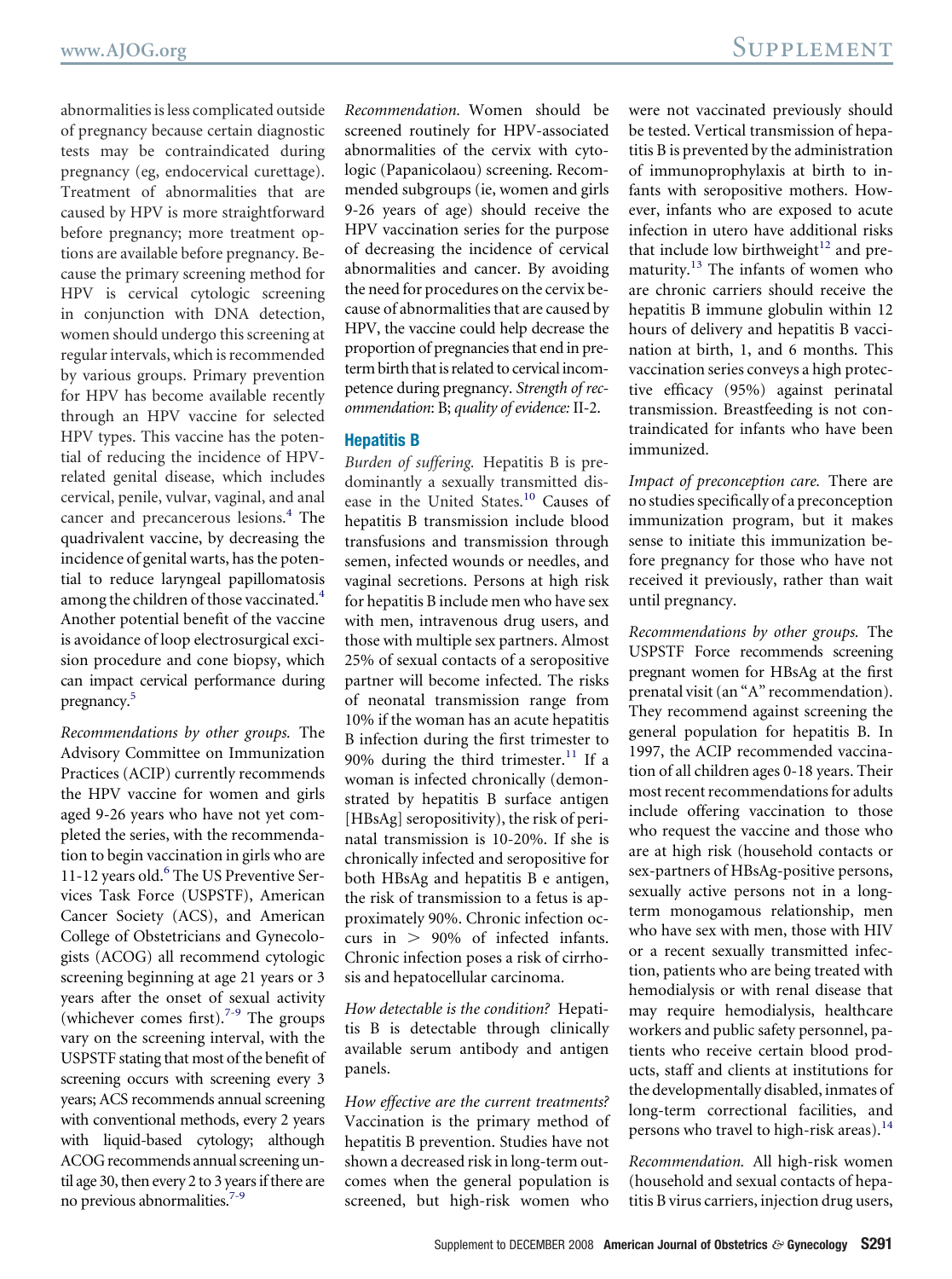abnormalities is less complicated outside of pregnancy because certain diagnostic tests may be contraindicated during pregnancy (eg, endocervical curettage). Treatment of abnormalities that are caused by HPV is more straightforward before pregnancy; more treatment options are available before pregnancy. Because the primary screening method for HPV is cervical cytologic screening in conjunction with DNA detection, women should undergo this screening at regular intervals, which is recommended by various groups. Primary prevention for HPV has become available recently through an HPV vaccine for selected HPV types. This vaccine has the potential of reducing the incidence of HPV-related genital disease, which includes cervical, penile, vulvar, vaginal, and anal cancer and precancerous lesions.[4] The quadrivalent vaccine, by decreasing the incidence of genital warts, has the potential to reduce laryngeal papillomatosis among the children of those vaccinated.[4] Another potential benefit of the vaccine is avoidance of loop electrosurgical excision procedure and cone biopsy, which can impact cervical performance during pregnancy.[5]

*Recommendations by other groups.* The Advisory Committee on Immunization Practices (ACIP) currently recommends the HPV vaccine for women and girls aged 9-26 years who have not yet completed the series, with the recommendation to begin vaccination in girls who are 11-12 years old.[6] The US Preventive Services Task Force (USPSTF), American Cancer Society (ACS), and American College of Obstetricians and Gynecologists (ACOG) all recommend cytologic screening beginning at age 21 years or 3 years after the onset of sexual activity (whichever comes first).[7-9] The groups vary on the screening interval, with the USPSTF stating that most of the benefit of screening occurs with screening every 3 years; ACS recommends annual screening with conventional methods, every 2 years with liquid-based cytology; although ACOG recommends annual screening until age 30, then every 2 to 3 years if there are no previous abnormalities.[7-9]

*Recommendation.* Women should be screened routinely for HPV-associated abnormalities of the cervix with cytologic (Papanicolaou) screening. Recommended subgroups (ie, women and girls 9-26 years of age) should receive the HPV vaccination series for the purpose of decreasing the incidence of cervical abnormalities and cancer. By avoiding the need for procedures on the cervix because of abnormalities that are caused by HPV, the vaccine could help decrease the proportion of pregnancies that end in preterm birth that is related to cervical incompetence during pregnancy. *Strength of recommendation*: B; *quality of evidence:* II-2.

## Hepatitis B

*Burden of suffering.* Hepatitis B is predominantly a sexually transmitted disease in the United States.[10] Causes of hepatitis B transmission include blood transfusions and transmission through semen, infected wounds or needles, and vaginal secretions. Persons at high risk for hepatitis B include men who have sex with men, intravenous drug users, and those with multiple sex partners. Almost 25% of sexual contacts of a seropositive partner will become infected. The risks of neonatal transmission range from 10% if the woman has an acute hepatitis B infection during the first trimester to 90% during the third trimester.[11] If a woman is infected chronically (demonstrated by hepatitis B surface antigen [HBsAg] seropositivity), the risk of perinatal transmission is 10-20%. If she is chronically infected and seropositive for both HBsAg and hepatitis B e antigen, the risk of transmission to a fetus is approximately 90%. Chronic infection occurs in > 90% of infected infants. Chronic infection poses a risk of cirrhosis and hepatocellular carcinoma.

*How detectable is the condition?* Hepatitis B is detectable through clinically available serum antibody and antigen panels.

*How effective are the current treatments?* Vaccination is the primary method of hepatitis B prevention. Studies have not shown a decreased risk in long-term outcomes when the general population is screened, but high-risk women who were not vaccinated previously should be tested. Vertical transmission of hepatitis B is prevented by the administration of immunoprophylaxis at birth to infants with seropositive mothers. However, infants who are exposed to acute infection in utero have additional risks that include low birthweight[12] and prematurity.[13] The infants of women who are chronic carriers should receive the hepatitis B immune globulin within 12 hours of delivery and hepatitis B vaccination at birth, 1, and 6 months. This vaccination series conveys a high protective efficacy (95%) against perinatal transmission. Breastfeeding is not contraindicated for infants who have been immunized.

*Impact of preconception care.* There are no studies specifically of a preconception immunization program, but it makes sense to initiate this immunization before pregnancy for those who have not received it previously, rather than wait until pregnancy.

*Recommendations by other groups.* The USPSTF Force recommends screening pregnant women for HBsAg at the first prenatal visit (an "A" recommendation). They recommend against screening the general population for hepatitis B. In 1997, the ACIP recommended vaccination of all children ages 0-18 years. Their most recent recommendations for adults include offering vaccination to those who request the vaccine and those who are at high risk (household contacts or sex-partners of HBsAg-positive persons, sexually active persons not in a long-term monogamous relationship, men who have sex with men, those with HIV or a recent sexually transmitted infection, patients who are being treated with hemodialysis or with renal disease that may require hemodialysis, healthcare workers and public safety personnel, patients who receive certain blood products, staff and clients at institutions for the developmentally disabled, inmates of long-term correctional facilities, and persons who travel to high-risk areas).[14]

*Recommendation.* All high-risk women (household and sexual contacts of hepatitis B virus carriers, injection drug users,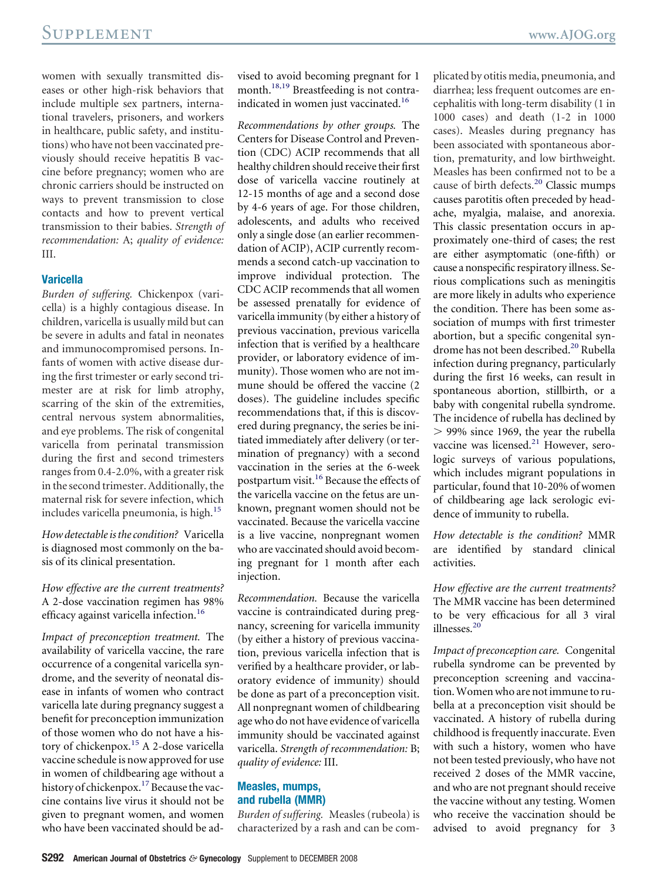women with sexually transmitted diseases or other high-risk behaviors that include multiple sex partners, international travelers, prisoners, and workers in healthcare, public safety, and institutions) who have not been vaccinated previously should receive hepatitis B vaccine before pregnancy; women who are chronic carriers should be instructed on ways to prevent transmission to close contacts and how to prevent vertical transmission to their babies. *Strength of recommendation:* A; *quality of evidence:* III.

### Varicella

*Burden of suffering.* Chickenpox (varicella) is a highly contagious disease. In children, varicella is usually mild but can be severe in adults and fatal in neonates and immunocompromised persons. Infants of women with active disease during the first trimester or early second trimester are at risk for limb atrophy, scarring of the skin of the extremities, central nervous system abnormalities, and eye problems. The risk of congenital varicella from perinatal transmission during the first and second trimesters ranges from 0.4-2.0%, with a greater risk in the second trimester. Additionally, the maternal risk for severe infection, which includes varicella pneumonia, is high.[15]

*How detectable is the condition?* Varicella is diagnosed most commonly on the basis of its clinical presentation.

*How effective are the current treatments?* A 2-dose vaccination regimen has 98% efficacy against varicella infection.[16]

*Impact of preconception treatment.* The availability of varicella vaccine, the rare occurrence of a congenital varicella syndrome, and the severity of neonatal disease in infants of women who contract varicella late during pregnancy suggest a benefit for preconception immunization of those women who do not have a history of chickenpox.[15] A 2-dose varicella vaccine schedule is now approved for use in women of childbearing age without a history of chickenpox.[17] Because the vaccine contains live virus it should not be given to pregnant women, and women who have been vaccinated should be advised to avoid becoming pregnant for 1 month.[18,19] Breastfeeding is not contraindicated in women just vaccinated.[16]

*Recommendations by other groups.* The Centers for Disease Control and Prevention (CDC) ACIP recommends that all healthy children should receive their first dose of varicella vaccine routinely at 12-15 months of age and a second dose by 4-6 years of age. For those children, adolescents, and adults who received only a single dose (an earlier recommendation of ACIP), ACIP currently recommends a second catch-up vaccination to improve individual protection. The CDC ACIP recommends that all women be assessed prenatally for evidence of varicella immunity (by either a history of previous vaccination, previous varicella infection that is verified by a healthcare provider, or laboratory evidence of immunity). Those women who are not immune should be offered the vaccine (2 doses). The guideline includes specific recommendations that, if this is discovered during pregnancy, the series be initiated immediately after delivery (or termination of pregnancy) with a second vaccination in the series at the 6-week postpartum visit.[16] Because the effects of the varicella vaccine on the fetus are unknown, pregnant women should not be vaccinated. Because the varicella vaccine is a live vaccine, nonpregnant women who are vaccinated should avoid becoming pregnant for 1 month after each injection.

*Recommendation.* Because the varicella vaccine is contraindicated during pregnancy, screening for varicella immunity (by either a history of previous vaccination, previous varicella infection that is verified by a healthcare provider, or laboratory evidence of immunity) should be done as part of a preconception visit. All nonpregnant women of childbearing age who do not have evidence of varicella immunity should be vaccinated against varicella. *Strength of recommendation:* B; *quality of evidence:* III.

### Measles, mumps, and rubella (MMR)

*Burden of suffering.* Measles (rubeola) is characterized by a rash and can be complicated by otitis media, pneumonia, and diarrhea; less frequent outcomes are encephalitis with long-term disability (1 in 1000 cases) and death (1-2 in 1000 cases). Measles during pregnancy has been associated with spontaneous abortion, prematurity, and low birthweight. Measles has been confirmed not to be a cause of birth defects.[20] Classic mumps causes parotitis often preceded by headache, myalgia, malaise, and anorexia. This classic presentation occurs in approximately one-third of cases; the rest are either asymptomatic (one-fifth) or cause a nonspecific respiratory illness. Serious complications such as meningitis are more likely in adults who experience the condition. There has been some association of mumps with first trimester abortion, but a specific congenital syndrome has not been described.[20] Rubella infection during pregnancy, particularly during the first 16 weeks, can result in spontaneous abortion, stillbirth, or a baby with congenital rubella syndrome. The incidence of rubella has declined by > 99% since 1969, the year the rubella vaccine was licensed.[21] However, serologic surveys of various populations, which includes migrant populations in particular, found that 10-20% of women of childbearing age lack serologic evidence of immunity to rubella.

*How detectable is the condition?* MMR are identified by standard clinical activities.

*How effective are the current treatments?* The MMR vaccine has been determined to be very efficacious for all 3 viral illnesses.[20]

*Impact of preconception care.* Congenital rubella syndrome can be prevented by preconception screening and vaccination. Women who are not immune to rubella at a preconception visit should be vaccinated. A history of rubella during childhood is frequently inaccurate. Even with such a history, women who have not been tested previously, who have not received 2 doses of the MMR vaccine, and who are not pregnant should receive the vaccine without any testing. Women who receive the vaccination should be advised to avoid pregnancy for 3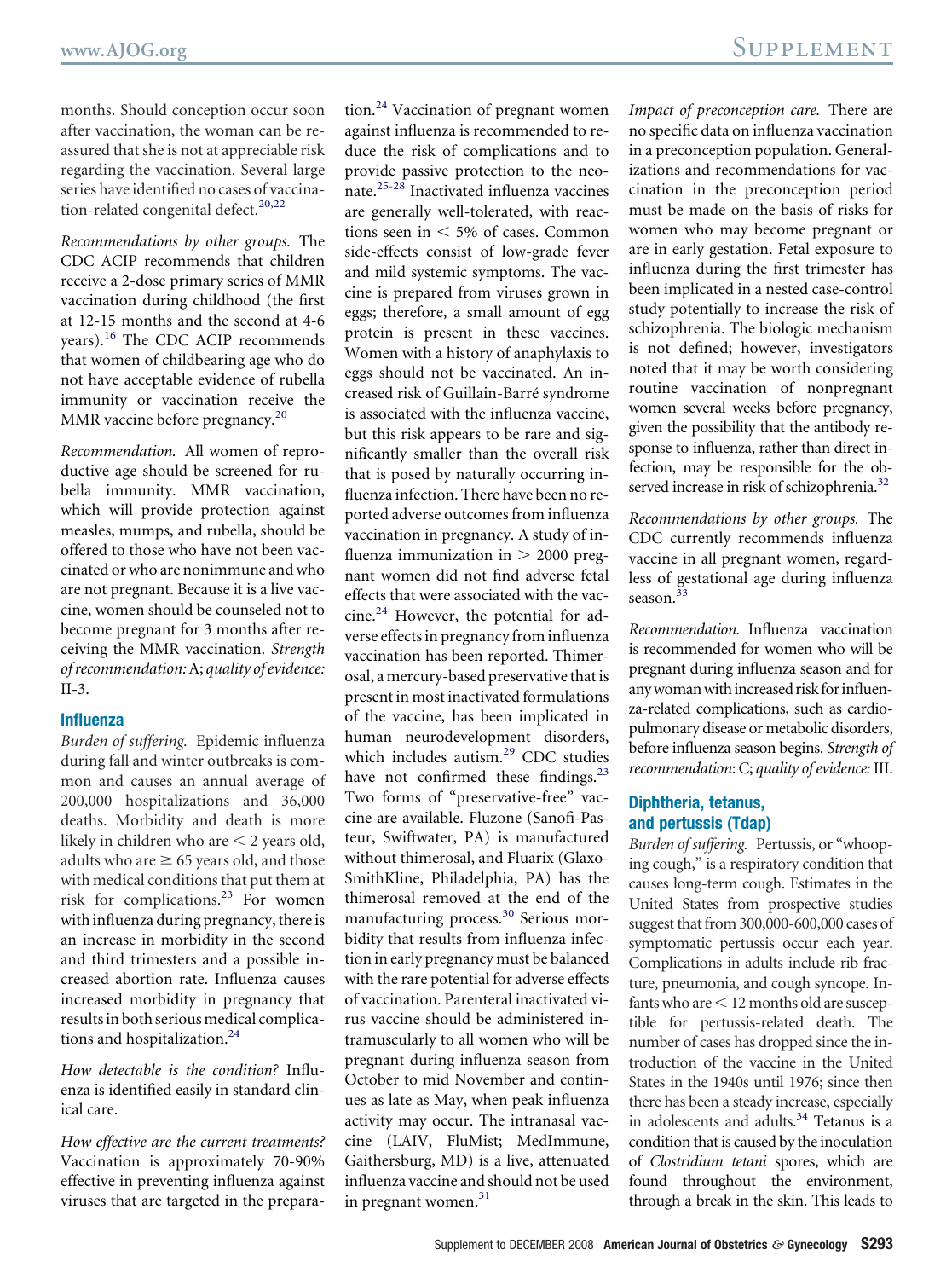months. Should conception occur soon after vaccination, the woman can be reassured that she is not at appreciable risk regarding the vaccination. Several large series have identified no cases of vaccination-related congenital defect.[20,22]

*Recommendations by other groups.* The CDC ACIP recommends that children receive a 2-dose primary series of MMR vaccination during childhood (the first at 12-15 months and the second at 4-6 years).[16] The CDC ACIP recommends that women of childbearing age who do not have acceptable evidence of rubella immunity or vaccination receive the MMR vaccine before pregnancy.[20]

*Recommendation.* All women of reproductive age should be screened for rubella immunity. MMR vaccination, which will provide protection against measles, mumps, and rubella, should be offered to those who have not been vaccinated or who are nonimmune and who are not pregnant. Because it is a live vaccine, women should be counseled not to become pregnant for 3 months after receiving the MMR vaccination. *Strength of recommendation:* A; *quality of evidence:* II-3.

### Influenza

*Burden of suffering.* Epidemic influenza during fall and winter outbreaks is common and causes an annual average of 200,000 hospitalizations and 36,000 deaths. Morbidity and death is more likely in children who are < 2 years old, adults who are ≥ 65 years old, and those with medical conditions that put them at risk for complications.[23] For women with influenza during pregnancy, there is an increase in morbidity in the second and third trimesters and a possible increased abortion rate. Influenza causes increased morbidity in pregnancy that results in both serious medical complications and hospitalization.[24]

*How detectable is the condition?* Influenza is identified easily in standard clinical care.

*How effective are the current treatments?* Vaccination is approximately 70-90% effective in preventing influenza against viruses that are targeted in the preparation.[24] Vaccination of pregnant women against influenza is recommended to reduce the risk of complications and to provide passive protection to the neonate.[25-28] Inactivated influenza vaccines are generally well-tolerated, with reactions seen in < 5% of cases. Common side-effects consist of low-grade fever and mild systemic symptoms. The vaccine is prepared from viruses grown in eggs; therefore, a small amount of egg protein is present in these vaccines. Women with a history of anaphylaxis to eggs should not be vaccinated. An increased risk of Guillain-Barré syndrome is associated with the influenza vaccine, but this risk appears to be rare and significantly smaller than the overall risk that is posed by naturally occurring influenza infection. There have been no reported adverse outcomes from influenza vaccination in pregnancy. A study of influenza immunization in > 2000 pregnant women did not find adverse fetal effects that were associated with the vaccine.[24] However, the potential for adverse effects in pregnancy from influenza vaccination has been reported. Thimerosal, a mercury-based preservative that is present in most inactivated formulations of the vaccine, has been implicated in human neurodevelopment disorders, which includes autism.[29] CDC studies have not confirmed these findings.[23] Two forms of "preservative-free" vaccine are available. Fluzone (Sanofi-Pasteur, Swiftwater, PA) is manufactured without thimerosal, and Fluarix (GlaxoSmithKline, Philadelphia, PA) has the thimerosal removed at the end of the manufacturing process.[30] Serious morbidity that results from influenza infection in early pregnancy must be balanced with the rare potential for adverse effects of vaccination. Parenteral inactivated virus vaccine should be administered intramuscularly to all women who will be pregnant during influenza season from October to mid November and continues as late as May, when peak influenza activity may occur. The intranasal vaccine (LAIV, FluMist; MedImmune, Gaithersburg, MD) is a live, attenuated influenza vaccine and should not be used in pregnant women.[31]

*Impact of preconception care.* There are no specific data on influenza vaccination in a preconception population. Generalizations and recommendations for vaccination in the preconception period must be made on the basis of risks for women who may become pregnant or are in early gestation. Fetal exposure to influenza during the first trimester has been implicated in a nested case-control study potentially to increase the risk of schizophrenia. The biologic mechanism is not defined; however, investigators noted that it may be worth considering routine vaccination of nonpregnant women several weeks before pregnancy, given the possibility that the antibody response to influenza, rather than direct infection, may be responsible for the observed increase in risk of schizophrenia.[32]

*Recommendations by other groups.* The CDC currently recommends influenza vaccine in all pregnant women, regardless of gestational age during influenza season.[33]

*Recommendation.* Influenza vaccination is recommended for women who will be pregnant during influenza season and for any woman with increased risk for influenza-related complications, such as cardiopulmonary disease or metabolic disorders, before influenza season begins. *Strength of recommendation*: C; *quality of evidence:* III.

### Diphtheria, tetanus, and pertussis (Tdap)

*Burden of suffering.* Pertussis, or "whooping cough," is a respiratory condition that causes long-term cough. Estimates in the United States from prospective studies suggest that from 300,000-600,000 cases of symptomatic pertussis occur each year. Complications in adults include rib fracture, pneumonia, and cough syncope. Infants who are < 12 months old are susceptible for pertussis-related death. The number of cases has dropped since the introduction of the vaccine in the United States in the 1940s until 1976; since then there has been a steady increase, especially in adolescents and adults.[34] Tetanus is a condition that is caused by the inoculation of *Clostridium tetani* spores, which are found throughout the environment, through a break in the skin. This leads to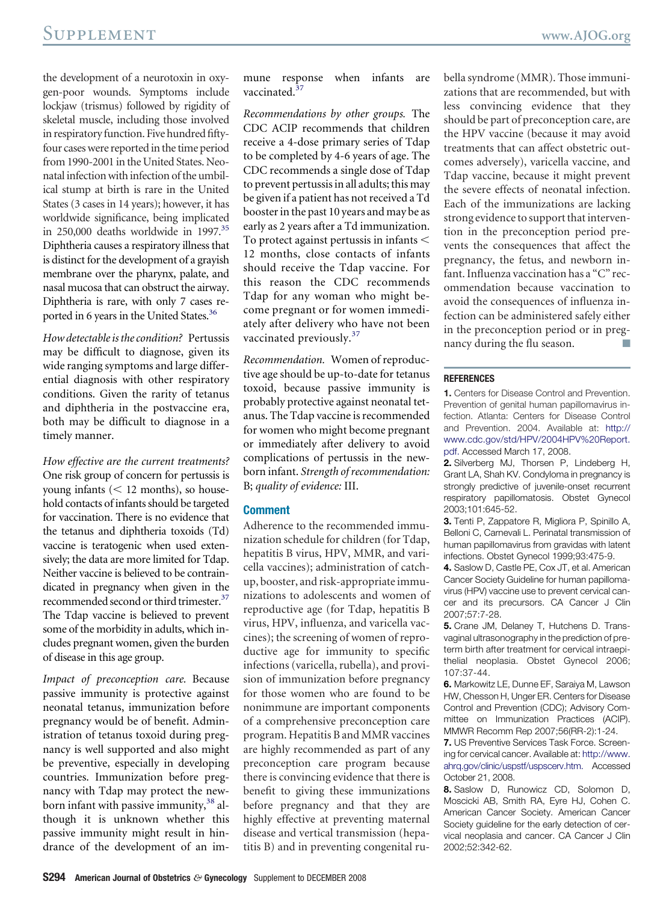the development of a neurotoxin in oxygen-poor wounds. Symptoms include lockjaw (trismus) followed by rigidity of skeletal muscle, including those involved in respiratory function. Five hundred fifty-four cases were reported in the time period from 1990-2001 in the United States. Neonatal infection with infection of the umbilical stump at birth is rare in the United States (3 cases in 14 years); however, it has worldwide significance, being implicated in 250,000 deaths worldwide in 1997.[35] Diphtheria causes a respiratory illness that is distinct for the development of a grayish membrane over the pharynx, palate, and nasal mucosa that can obstruct the airway. Diphtheria is rare, with only 7 cases reported in 6 years in the United States.[36]

*How detectable is the condition?* Pertussis may be difficult to diagnose, given its wide ranging symptoms and large differential diagnosis with other respiratory conditions. Given the rarity of tetanus and diphtheria in the postvaccine era, both may be difficult to diagnose in a timely manner.

*How effective are the current treatments?* One risk group of concern for pertussis is young infants (< 12 months), so household contacts of infants should be targeted for vaccination. There is no evidence that the tetanus and diphtheria toxoids (Td) vaccine is teratogenic when used extensively; the data are more limited for Tdap. Neither vaccine is believed to be contraindicated in pregnancy when given in the recommended second or third trimester.[37] The Tdap vaccine is believed to prevent some of the morbidity in adults, which includes pregnant women, given the burden of disease in this age group.

*Impact of preconception care.* Because passive immunity is protective against neonatal tetanus, immunization before pregnancy would be of benefit. Administration of tetanus toxoid during pregnancy is well supported and also might be preventive, especially in developing countries. Immunization before pregnancy with Tdap may protect the newborn infant with passive immunity,[38] although it is unknown whether this passive immunity might result in hindrance of the development of an immune response when infants are vaccinated.[37]

*Recommendations by other groups.* The CDC ACIP recommends that children receive a 4-dose primary series of Tdap to be completed by 4-6 years of age. The CDC recommends a single dose of Tdap to prevent pertussis in all adults; this may be given if a patient has not received a Td booster in the past 10 years and may be as early as 2 years after a Td immunization. To protect against pertussis in infants < 12 months, close contacts of infants should receive the Tdap vaccine. For this reason the CDC recommends Tdap for any woman who might become pregnant or for women immediately after delivery who have not been vaccinated previously.[37]

*Recommendation.* Women of reproductive age should be up-to-date for tetanus toxoid, because passive immunity is probably protective against neonatal tetanus. The Tdap vaccine is recommended for women who might become pregnant or immediately after delivery to avoid complications of pertussis in the newborn infant. *Strength of recommendation:* B; *quality of evidence:* III.

## Comment

Adherence to the recommended immunization schedule for children (for Tdap, hepatitis B virus, HPV, MMR, and varicella vaccines); administration of catch-up, booster, and risk-appropriate immunizations to adolescents and women of reproductive age (for Tdap, hepatitis B virus, HPV, influenza, and varicella vaccines); the screening of women of reproductive age for immunity to specific infections (varicella, rubella), and provision of immunization before pregnancy for those women who are found to be nonimmune are important components of a comprehensive preconception care program. Hepatitis B and MMR vaccines are highly recommended as part of any preconception care program because there is convincing evidence that there is benefit to giving these immunizations before pregnancy and that they are highly effective at preventing maternal disease and vertical transmission (hepatitis B) and in preventing congenital rubella syndrome (MMR). Those immunizations that are recommended, but with less convincing evidence that they should be part of preconception care, are the HPV vaccine (because it may avoid treatments that can affect obstetric outcomes adversely), varicella vaccine, and Tdap vaccine, because it might prevent the severe effects of neonatal infection. Each of the immunizations are lacking strong evidence to support that intervention in the preconception period prevents the consequences that affect the pregnancy, the fetus, and newborn infant. Influenza vaccination has a "C" recommendation because vaccination to avoid the consequences of influenza infection can be administered safely either in the preconception period or in pregnancy during the flu season. ■

## REFERENCES

**1.** Centers for Disease Control and Prevention. Prevention of genital human papillomavirus infection. Atlanta: Centers for Disease Control and Prevention. 2004. Available at: http://www.cdc.gov/std/HPV/2004HPV%20Report.pdf. Accessed March 17, 2008.

**2.** Silverberg MJ, Thorsen P, Lindeberg H, Grant LA, Shah KV. Condyloma in pregnancy is strongly predictive of juvenile-onset recurrent respiratory papillomatosis. Obstet Gynecol 2003;101:645-52.

**3.** Tenti P, Zappatore R, Migliora P, Spinillo A, Belloni C, Carnevali L. Perinatal transmission of human papillomavirus from gravidas with latent infections. Obstet Gynecol 1999;93:475-9.

**4.** Saslow D, Castle PE, Cox JT, et al. American Cancer Society Guideline for human papillomavirus (HPV) vaccine use to prevent cervical cancer and its precursors. CA Cancer J Clin 2007;57:7-28.

**5.** Crane JM, Delaney T, Hutchens D. Transvaginal ultrasonography in the prediction of preterm birth after treatment for cervical intraepithelial neoplasia. Obstet Gynecol 2006; 107:37-44.

**6.** Markowitz LE, Dunne EF, Saraiya M, Lawson HW, Chesson H, Unger ER. Centers for Disease Control and Prevention (CDC); Advisory Committee on Immunization Practices (ACIP). MMWR Recomm Rep 2007;56(RR-2):1-24.

**7.** US Preventive Services Task Force. Screening for cervical cancer. Available at: http://www.ahrq.gov/clinic/uspstf/uspscerv.htm. Accessed October 21, 2008.

**8.** Saslow D, Runowicz CD, Solomon D, Moscicki AB, Smith RA, Eyre HJ, Cohen C. American Cancer Society. American Cancer Society guideline for the early detection of cervical neoplasia and cancer. CA Cancer J Clin 2002;52:342-62.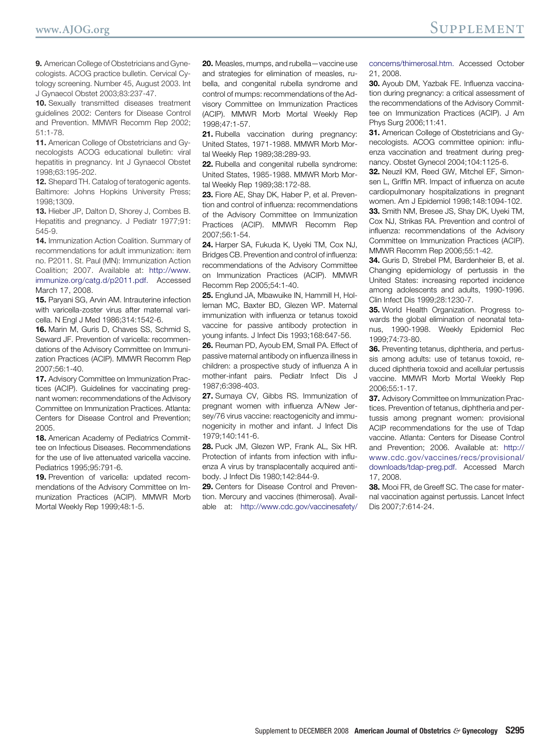9. American College of Obstetricians and Gynecologists. ACOG practice bulletin. Cervical Cytology screening. Number 45, August 2003. Int J Gynaecol Obstet 2003;83:237-47.

10. Sexually transmitted diseases treatment guidelines 2002: Centers for Disease Control and Prevention. MMWR Recomm Rep 2002; 51:1-78.

11. American College of Obstetricians and Gynecologists ACOG educational bulletin: viral hepatitis in pregnancy. Int J Gynaecol Obstet 1998;63:195-202.

12. Shepard TH. Catalog of teratogenic agents. Baltimore: Johns Hopkins University Press; 1998;1309.

13. Hieber JP, Dalton D, Shorey J, Combes B. Hepatitis and pregnancy. J Pediatr 1977;91: 545-9.

14. Immunization Action Coalition. Summary of recommendations for adult immunization: item no. P2011. St. Paul (MN): Immunization Action Coalition; 2007. Available at: http://www.immunize.org/catg.d/p2011.pdf. Accessed March 17, 2008.

15. Paryani SG, Arvin AM. Intrauterine infection with varicella-zoster virus after maternal varicella. N Engl J Med 1986;314:1542-6.

16. Marin M, Guris D, Chaves SS, Schmid S, Seward JF. Prevention of varicella: recommendations of the Advisory Committee on Immunization Practices (ACIP). MMWR Recomm Rep 2007;56:1-40.

17. Advisory Committee on Immunization Practices (ACIP). Guidelines for vaccinating pregnant women: recommendations of the Advisory Committee on Immunization Practices. Atlanta: Centers for Disease Control and Prevention; 2005.

18. American Academy of Pediatrics Committee on Infectious Diseases. Recommendations for the use of live attenuated varicella vaccine. Pediatrics 1995;95:791-6.

19. Prevention of varicella: updated recommendations of the Advisory Committee on Immunization Practices (ACIP). MMWR Morb Mortal Weekly Rep 1999;48:1-5.

20. Measles, mumps, and rubella—vaccine use and strategies for elimination of measles, rubella, and congenital rubella syndrome and control of mumps: recommendations of the Advisory Committee on Immunization Practices (ACIP). MMWR Morb Mortal Weekly Rep 1998;47:1-57.

21. Rubella vaccination during pregnancy: United States, 1971-1988. MMWR Morb Mortal Weekly Rep 1989;38:289-93.

22. Rubella and congenital rubella syndrome: United States, 1985-1988. MMWR Morb Mortal Weekly Rep 1989;38:172-88.

23. Fiore AE, Shay DK, Haber P, et al. Prevention and control of influenza: recommendations of the Advisory Committee on Immunization Practices (ACIP). MMWR Recomm Rep 2007;56:1-54.

24. Harper SA, Fukuda K, Uyeki TM, Cox NJ, Bridges CB. Prevention and control of influenza: recommendations of the Advisory Committee on Immunization Practices (ACIP). MMWR Recomm Rep 2005;54:1-40.

25. Englund JA, Mbawuike IN, Hammill H, Holleman MC, Baxter BD, Glezen WP. Maternal immunization with influenza or tetanus toxoid vaccine for passive antibody protection in young infants. J Infect Dis 1993;168:647-56.

26. Reuman PD, Ayoub EM, Small PA. Effect of passive maternal antibody on influenza illness in children: a prospective study of influenza A in mother-infant pairs. Pediatr Infect Dis J 1987;6:398-403.

27. Sumaya CV, Gibbs RS. Immunization of pregnant women with influenza A/New Jersey/76 virus vaccine: reactogenicity and immunogenicity in mother and infant. J Infect Dis 1979;140:141-6.

28. Puck JM, Glezen WP, Frank AL, Six HR. Protection of infants from infection with influenza A virus by transplacentally acquired antibody. J Infect Dis 1980;142:844-9.

29. Centers for Disease Control and Prevention. Mercury and vaccines (thimerosal). Available at: http://www.cdc.gov/vaccinesafety/concerns/thimerosal.htm. Accessed October 21, 2008.

30. Ayoub DM, Yazbak FE. Influenza vaccination during pregnancy: a critical assessment of the recommendations of the Advisory Committee on Immunization Practices (ACIP). J Am Phys Surg 2006;11:41.

31. American College of Obstetricians and Gynecologists. ACOG committee opinion: influenza vaccination and treatment during pregnancy. Obstet Gynecol 2004;104:1125-6.

32. Neuzil KM, Reed GW, Mitchel EF, Simonsen L, Griffin MR. Impact of influenza on acute cardiopulmonary hospitalizations in pregnant women. Am J Epidemiol 1998;148:1094-102.

33. Smith NM, Bresee JS, Shay DK, Uyeki TM, Cox NJ, Strikas RA. Prevention and control of influenza: recommendations of the Advisory Committee on Immunization Practices (ACIP). MMWR Recomm Rep 2006;55:1-42.

34. Guris D, Strebel PM, Bardenheier B, et al. Changing epidemiology of pertussis in the United States: increasing reported incidence among adolescents and adults, 1990-1996. Clin Infect Dis 1999;28:1230-7.

35. World Health Organization. Progress towards the global elimination of neonatal tetanus, 1990-1998. Weekly Epidemiol Rec 1999;74:73-80.

36. Preventing tetanus, diphtheria, and pertussis among adults: use of tetanus toxoid, reduced diphtheria toxoid and acellular pertussis vaccine. MMWR Morb Mortal Weekly Rep 2006;55:1-17.

37. Advisory Committee on Immunization Practices. Prevention of tetanus, diphtheria and pertussis among pregnant women: provisional ACIP recommendations for the use of Tdap vaccine. Atlanta: Centers for Disease Control and Prevention; 2006. Available at: http://www.cdc.gov/vaccines/recs/provisional/downloads/tdap-preg.pdf. Accessed March 17, 2008.

38. Mooi FR, de Greeff SC. The case for maternal vaccination against pertussis. Lancet Infect Dis 2007;7:614-24.